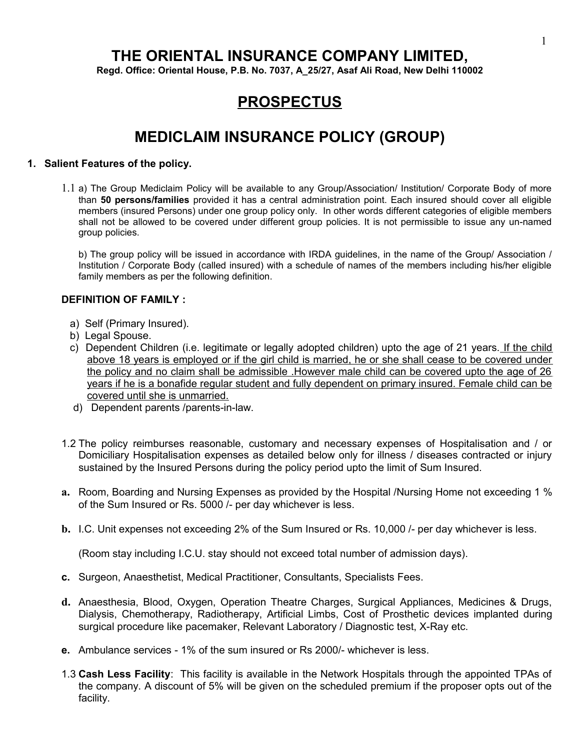# THE ORIENTAL INSURANCE COMPANY LIMITED,

**Regd. Office: Oriental House, P.B. No. 7037, A_25/27, Asaf Ali Road, New Delhi 110002**

# PROSPECTUS

# MEDICLAIM INSURANCE POLICY (GROUP)

## 1. Salient Features of the policy.

1.1 a) The Group Mediclaim Policy will be available to any Group/Association/ Institution/ Corporate Body of more than **50 persons/families** provided it has a central administration point. Each insured should cover all eligible members (insured Persons) under one group policy only. In other words different categories of eligible members shall not be allowed to be covered under different group policies. It is not permissible to issue any un-named group policies.

b) The group policy will be issued in accordance with IRDA guidelines, in the name of the Group/ Association / Institution / Corporate Body (called insured) with a schedule of names of the members including his/her eligible family members as per the following definition.

**DEFINITION OF FAMILY :**

a) Self (Primary Insured).
b) Legal Spouse.
c) Dependent Children (i.e. legitimate or legally adopted children) upto the age of 21 years. <u>If the child above 18 years is employed or if the girl child is married, he or she shall cease to be covered under the policy and no claim shall be admissible .However male child can be covered upto the age of 26 years if he is a bonafide regular student and fully dependent on primary insured. Female child can be covered until she is unmarried.</u>
d) Dependent parents /parents-in-law.

1.2 The policy reimburses reasonable, customary and necessary expenses of Hospitalisation and / or Domiciliary Hospitalisation expenses as detailed below only for illness / diseases contracted or injury sustained by the Insured Persons during the policy period upto the limit of Sum Insured.

**a.** Room, Boarding and Nursing Expenses as provided by the Hospital /Nursing Home not exceeding 1 % of the Sum Insured or Rs. 5000 /- per day whichever is less.

**b.** I.C. Unit expenses not exceeding 2% of the Sum Insured or Rs. 10,000 /- per day whichever is less.

(Room stay including I.C.U. stay should not exceed total number of admission days).

**c.** Surgeon, Anaesthetist, Medical Practitioner, Consultants, Specialists Fees.

**d.** Anaesthesia, Blood, Oxygen, Operation Theatre Charges, Surgical Appliances, Medicines & Drugs, Dialysis, Chemotherapy, Radiotherapy, Artificial Limbs, Cost of Prosthetic devices implanted during surgical procedure like pacemaker, Relevant Laboratory / Diagnostic test, X-Ray etc.

**e.** Ambulance services - 1% of the sum insured or Rs 2000/- whichever is less.

1.3 **Cash Less Facility**: This facility is available in the Network Hospitals through the appointed TPAs of the company. A discount of 5% will be given on the scheduled premium if the proposer opts out of the facility.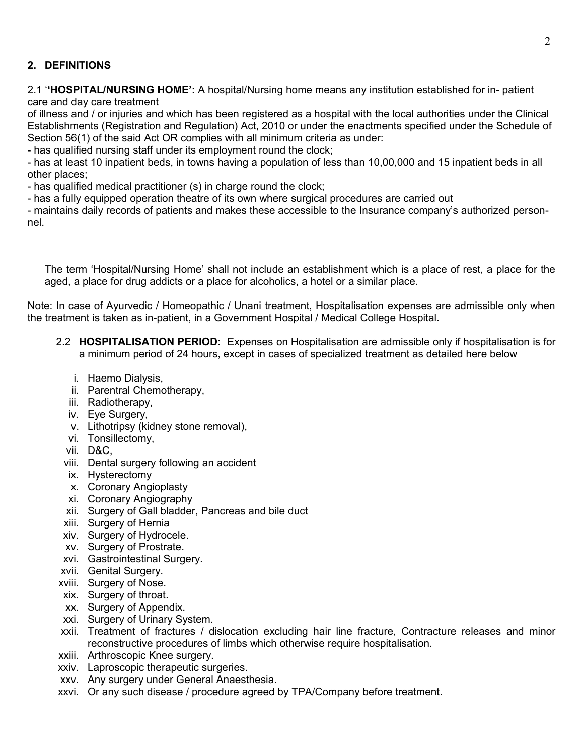## 2. DEFINITIONS

2.1 '**'HOSPITAL/NURSING HOME':** A hospital/Nursing home means any institution established for in- patient care and day care treatment of illness and / or injuries and which has been registered as a hospital with the local authorities under the Clinical Establishments (Registration and Regulation) Act, 2010 or under the enactments specified under the Schedule of Section 56(1) of the said Act OR complies with all minimum criteria as under:

- has qualified nursing staff under its employment round the clock;
- has at least 10 inpatient beds, in towns having a population of less than 10,00,000 and 15 inpatient beds in all other places;
- has qualified medical practitioner (s) in charge round the clock;
- has a fully equipped operation theatre of its own where surgical procedures are carried out
- maintains daily records of patients and makes these accessible to the Insurance company's authorized personnel.

The term 'Hospital/Nursing Home' shall not include an establishment which is a place of rest, a place for the aged, a place for drug addicts or a place for alcoholics, a hotel or a similar place.

Note: In case of Ayurvedic / Homeopathic / Unani treatment, Hospitalisation expenses are admissible only when the treatment is taken as in-patient, in a Government Hospital / Medical College Hospital.

2.2 **HOSPITALISATION PERIOD:** Expenses on Hospitalisation are admissible only if hospitalisation is for a minimum period of 24 hours, except in cases of specialized treatment as detailed here below

i. Haemo Dialysis,
ii. Parentral Chemotherapy,
iii. Radiotherapy,
iv. Eye Surgery,
v. Lithotripsy (kidney stone removal),
vi. Tonsillectomy,
vii. D&C,
viii. Dental surgery following an accident
ix. Hysterectomy
x. Coronary Angioplasty
xi. Coronary Angiography
xii. Surgery of Gall bladder, Pancreas and bile duct
xiii. Surgery of Hernia
xiv. Surgery of Hydrocele.
xv. Surgery of Prostrate.
xvi. Gastrointestinal Surgery.
xvii. Genital Surgery.
xviii. Surgery of Nose.
xix. Surgery of throat.
xx. Surgery of Appendix.
xxi. Surgery of Urinary System.
xxii. Treatment of fractures / dislocation excluding hair line fracture, Contracture releases and minor reconstructive procedures of limbs which otherwise require hospitalisation.
xxiii. Arthroscopic Knee surgery.
xxiv. Laproscopic therapeutic surgeries.
xxv. Any surgery under General Anaesthesia.
xxvi. Or any such disease / procedure agreed by TPA/Company before treatment.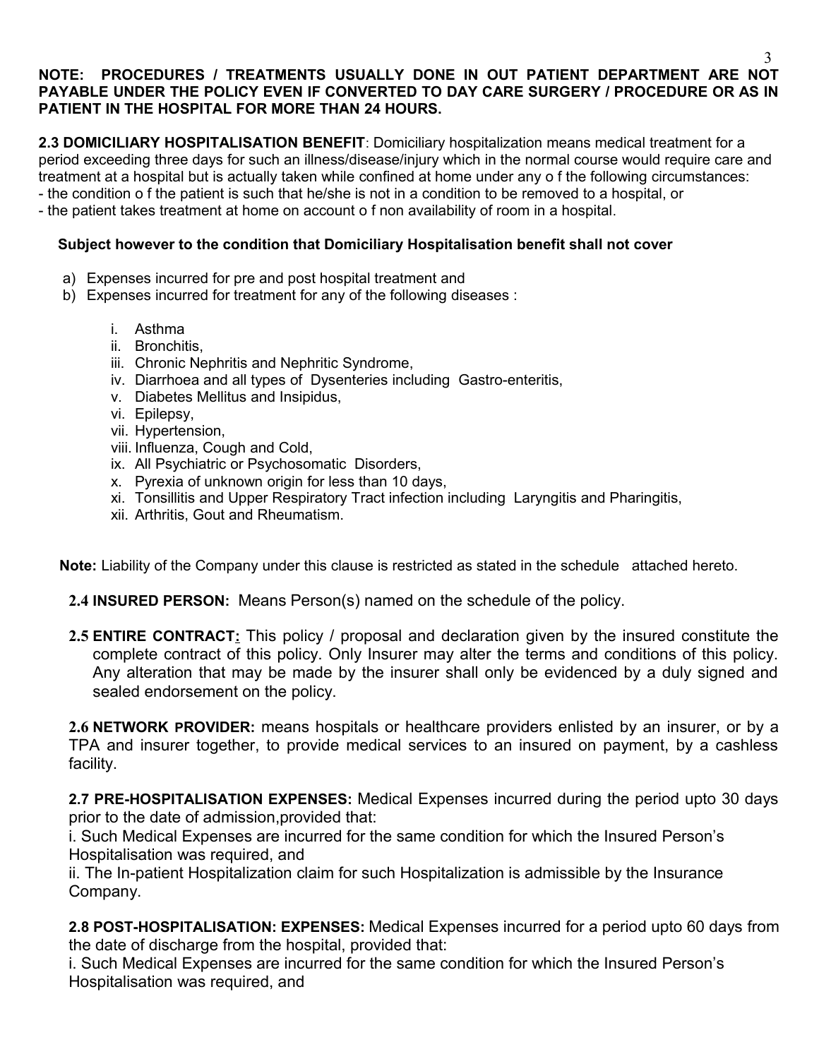**NOTE: PROCEDURES / TREATMENTS USUALLY DONE IN OUT PATIENT DEPARTMENT ARE NOT PAYABLE UNDER THE POLICY EVEN IF CONVERTED TO DAY CARE SURGERY / PROCEDURE OR AS IN PATIENT IN THE HOSPITAL FOR MORE THAN 24 HOURS.**

**2.3 DOMICILIARY HOSPITALISATION BENEFIT**: Domiciliary hospitalization means medical treatment for a period exceeding three days for such an illness/disease/injury which in the normal course would require care and treatment at a hospital but is actually taken while confined at home under any o f the following circumstances:
- the condition o f the patient is such that he/she is not in a condition to be removed to a hospital, or
- the patient takes treatment at home on account o f non availability of room in a hospital.

**Subject however to the condition that Domiciliary Hospitalisation benefit shall not cover**

a) Expenses incurred for pre and post hospital treatment and
b) Expenses incurred for treatment for any of the following diseases :

    i. Asthma
    ii. Bronchitis,
    iii. Chronic Nephritis and Nephritic Syndrome,
    iv. Diarrhoea and all types of Dysenteries including Gastro-enteritis,
    v. Diabetes Mellitus and Insipidus,
    vi. Epilepsy,
    vii. Hypertension,
    viii. Influenza, Cough and Cold,
    ix. All Psychiatric or Psychosomatic Disorders,
    x. Pyrexia of unknown origin for less than 10 days,
    xi. Tonsillitis and Upper Respiratory Tract infection including Laryngitis and Pharingitis,
    xii. Arthritis, Gout and Rheumatism.

**Note:** Liability of the Company under this clause is restricted as stated in the schedule attached hereto.

**2.4 INSURED PERSON:** Means Person(s) named on the schedule of the policy.

**2.5 ENTIRE CONTRACT:** This policy / proposal and declaration given by the insured constitute the complete contract of this policy. Only Insurer may alter the terms and conditions of this policy. Any alteration that may be made by the insurer shall only be evidenced by a duly signed and sealed endorsement on the policy.

**2.6 NETWORK PROVIDER:** means hospitals or healthcare providers enlisted by an insurer, or by a TPA and insurer together, to provide medical services to an insured on payment, by a cashless facility.

**2.7 PRE-HOSPITALISATION EXPENSES:** Medical Expenses incurred during the period upto 30 days prior to the date of admission,provided that:
i. Such Medical Expenses are incurred for the same condition for which the Insured Person's Hospitalisation was required, and
ii. The In-patient Hospitalization claim for such Hospitalization is admissible by the Insurance Company.

**2.8 POST-HOSPITALISATION: EXPENSES:** Medical Expenses incurred for a period upto 60 days from the date of discharge from the hospital, provided that:
i. Such Medical Expenses are incurred for the same condition for which the Insured Person's Hospitalisation was required, and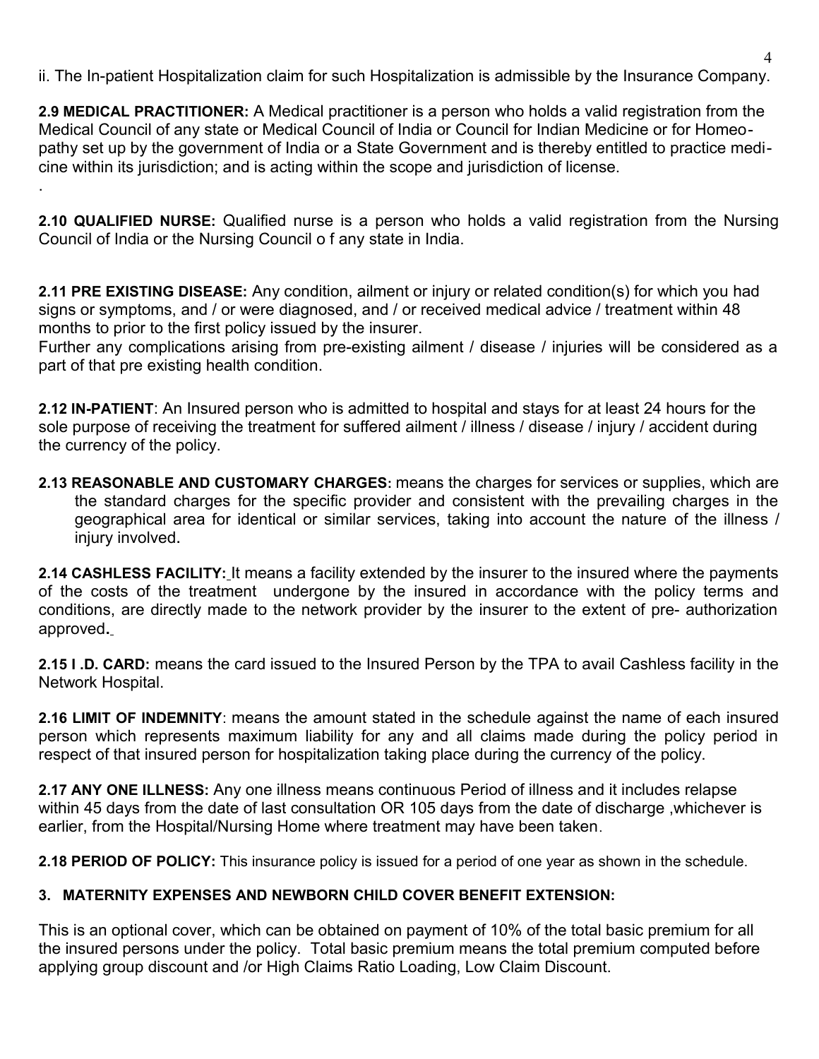ii. The In-patient Hospitalization claim for such Hospitalization is admissible by the Insurance Company.

**2.9 MEDICAL PRACTITIONER:** A Medical practitioner is a person who holds a valid registration from the Medical Council of any state or Medical Council of India or Council for Indian Medicine or for Homeopathy set up by the government of India or a State Government and is thereby entitled to practice medicine within its jurisdiction; and is acting within the scope and jurisdiction of license.

.

**2.10 QUALIFIED NURSE:** Qualified nurse is a person who holds a valid registration from the Nursing Council of India or the Nursing Council o f any state in India.

**2.11 PRE EXISTING DISEASE:** Any condition, ailment or injury or related condition(s) for which you had signs or symptoms, and / or were diagnosed, and / or received medical advice / treatment within 48 months to prior to the first policy issued by the insurer.
Further any complications arising from pre-existing ailment / disease / injuries will be considered as a part of that pre existing health condition.

**2.12 IN-PATIENT**: An Insured person who is admitted to hospital and stays for at least 24 hours for the sole purpose of receiving the treatment for suffered ailment / illness / disease / injury / accident during the currency of the policy.

**2.13 REASONABLE AND CUSTOMARY CHARGES:** means the charges for services or supplies, which are the standard charges for the specific provider and consistent with the prevailing charges in the geographical area for identical or similar services, taking into account the nature of the illness / injury involved.

**2.14 CASHLESS FACILITY:** It means a facility extended by the insurer to the insured where the payments of the costs of the treatment undergone by the insured in accordance with the policy terms and conditions, are directly made to the network provider by the insurer to the extent of pre- authorization approved**.**

**2.15 I .D. CARD:** means the card issued to the Insured Person by the TPA to avail Cashless facility in the Network Hospital.

**2.16 LIMIT OF INDEMNITY**: means the amount stated in the schedule against the name of each insured person which represents maximum liability for any and all claims made during the policy period in respect of that insured person for hospitalization taking place during the currency of the policy.

**2.17 ANY ONE ILLNESS:** Any one illness means continuous Period of illness and it includes relapse within 45 days from the date of last consultation OR 105 days from the date of discharge ,whichever is earlier, from the Hospital/Nursing Home where treatment may have been taken.

**2.18 PERIOD OF POLICY:** This insurance policy is issued for a period of one year as shown in the schedule.

## 3. MATERNITY EXPENSES AND NEWBORN CHILD COVER BENEFIT EXTENSION:

This is an optional cover, which can be obtained on payment of 10% of the total basic premium for all the insured persons under the policy. Total basic premium means the total premium computed before applying group discount and /or High Claims Ratio Loading, Low Claim Discount.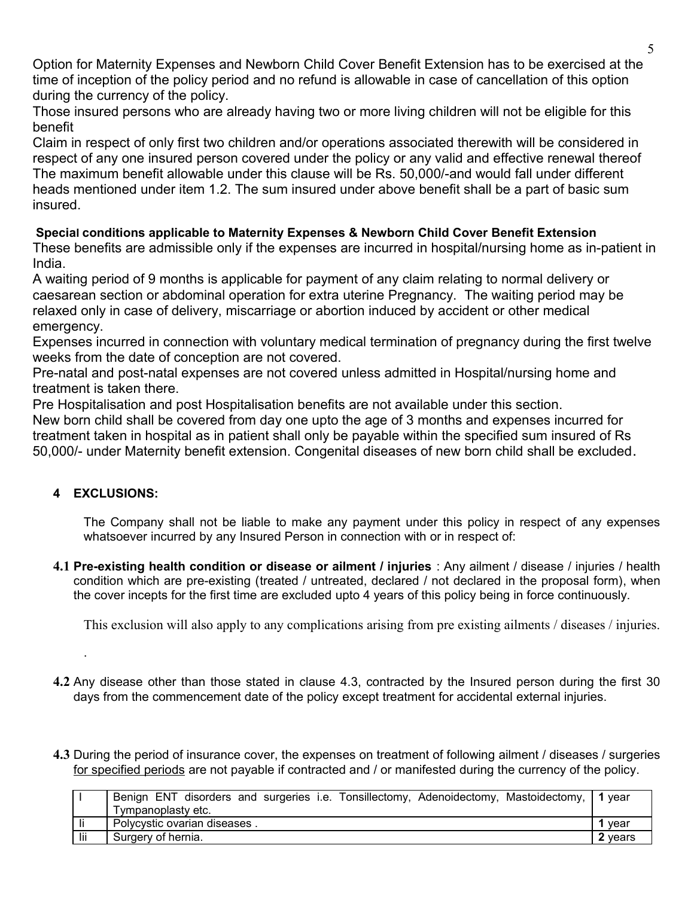Option for Maternity Expenses and Newborn Child Cover Benefit Extension has to be exercised at the time of inception of the policy period and no refund is allowable in case of cancellation of this option during the currency of the policy.

Those insured persons who are already having two or more living children will not be eligible for this benefit

Claim in respect of only first two children and/or operations associated therewith will be considered in respect of any one insured person covered under the policy or any valid and effective renewal thereof

The maximum benefit allowable under this clause will be Rs. 50,000/-and would fall under different heads mentioned under item 1.2. The sum insured under above benefit shall be a part of basic sum insured.

**Special conditions applicable to Maternity Expenses & Newborn Child Cover Benefit Extension**

These benefits are admissible only if the expenses are incurred in hospital/nursing home as in-patient in India.

A waiting period of 9 months is applicable for payment of any claim relating to normal delivery or caesarean section or abdominal operation for extra uterine Pregnancy. The waiting period may be relaxed only in case of delivery, miscarriage or abortion induced by accident or other medical emergency.

Expenses incurred in connection with voluntary medical termination of pregnancy during the first twelve weeks from the date of conception are not covered.

Pre-natal and post-natal expenses are not covered unless admitted in Hospital/nursing home and treatment is taken there.

Pre Hospitalisation and post Hospitalisation benefits are not available under this section.

New born child shall be covered from day one upto the age of 3 months and expenses incurred for treatment taken in hospital as in patient shall only be payable within the specified sum insured of Rs 50,000/- under Maternity benefit extension. Congenital diseases of new born child shall be excluded.

## 4 EXCLUSIONS:

The Company shall not be liable to make any payment under this policy in respect of any expenses whatsoever incurred by any Insured Person in connection with or in respect of:

**4.1 Pre-existing health condition or disease or ailment / injuries** : Any ailment / disease / injuries / health condition which are pre-existing (treated / untreated, declared / not declared in the proposal form), when the cover incepts for the first time are excluded upto 4 years of this policy being in force continuously.

This exclusion will also apply to any complications arising from pre existing ailments / diseases / injuries.

.

**4.2** Any disease other than those stated in clause 4.3, contracted by the Insured person during the first 30 days from the commencement date of the policy except treatment for accidental external injuries.

**4.3** During the period of insurance cover, the expenses on treatment of following ailment / diseases / surgeries <u>for specified periods</u> are not payable if contracted and / or manifested during the currency of the policy.

| | | |
|---|---|---|
| I | Benign ENT disorders and surgeries i.e. Tonsillectomy, Adenoidectomy, Mastoidectomy, Tympanoplasty etc. | **1** year |
| Ii | Polycystic ovarian diseases . | **1** year |
| Iii | Surgery of hernia. | **2** years |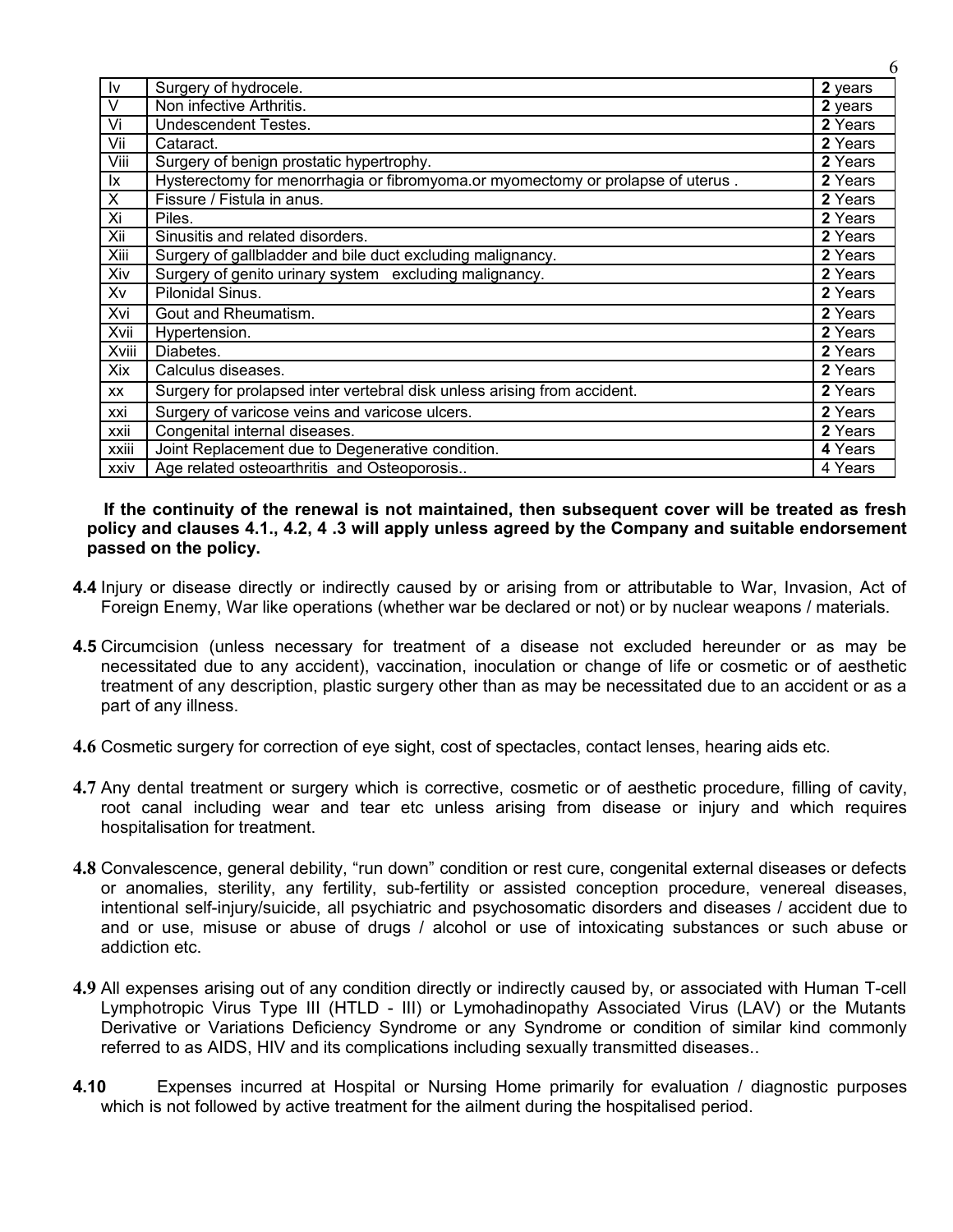| Iv | Surgery of hydrocele. | **2** years |
|---|---|---|
| V | Non infective Arthritis. | **2** years |
| Vi | Undescendent Testes. | **2** Years |
| Vii | Cataract. | **2** Years |
| Viii | Surgery of benign prostatic hypertrophy. | **2** Years |
| Ix | Hysterectomy for menorrhagia or fibromyoma.or myomectomy or prolapse of uterus . | **2** Years |
| X | Fissure / Fistula in anus. | **2** Years |
| Xi | Piles. | **2** Years |
| Xii | Sinusitis and related disorders. | **2** Years |
| Xiii | Surgery of gallbladder and bile duct excluding malignancy. | **2** Years |
| Xiv | Surgery of genito urinary system excluding malignancy. | **2** Years |
| Xv | Pilonidal Sinus. | **2** Years |
| Xvi | Gout and Rheumatism. | **2** Years |
| Xvii | Hypertension. | **2** Years |
| Xviii | Diabetes. | **2** Years |
| Xix | Calculus diseases. | **2** Years |
| xx | Surgery for prolapsed inter vertebral disk unless arising from accident. | **2** Years |
| xxi | Surgery of varicose veins and varicose ulcers. | **2** Years |
| xxii | Congenital internal diseases. | **2** Years |
| xxiii | Joint Replacement due to Degenerative condition. | **4** Years |
| xxiv | Age related osteoarthritis and Osteoporosis.. | 4 Years |

**If the continuity of the renewal is not maintained, then subsequent cover will be treated as fresh policy and clauses 4.1., 4.2, 4 .3 will apply unless agreed by the Company and suitable endorsement passed on the policy.**

**4.4** Injury or disease directly or indirectly caused by or arising from or attributable to War, Invasion, Act of Foreign Enemy, War like operations (whether war be declared or not) or by nuclear weapons / materials.

**4.5** Circumcision (unless necessary for treatment of a disease not excluded hereunder or as may be necessitated due to any accident), vaccination, inoculation or change of life or cosmetic or of aesthetic treatment of any description, plastic surgery other than as may be necessitated due to an accident or as a part of any illness.

**4.6** Cosmetic surgery for correction of eye sight, cost of spectacles, contact lenses, hearing aids etc.

**4.7** Any dental treatment or surgery which is corrective, cosmetic or of aesthetic procedure, filling of cavity, root canal including wear and tear etc unless arising from disease or injury and which requires hospitalisation for treatment.

**4.8** Convalescence, general debility, "run down" condition or rest cure, congenital external diseases or defects or anomalies, sterility, any fertility, sub-fertility or assisted conception procedure, venereal diseases, intentional self-injury/suicide, all psychiatric and psychosomatic disorders and diseases / accident due to and or use, misuse or abuse of drugs / alcohol or use of intoxicating substances or such abuse or addiction etc.

**4.9** All expenses arising out of any condition directly or indirectly caused by, or associated with Human T-cell Lymphotropic Virus Type III (HTLD - III) or Lymohadinopathy Associated Virus (LAV) or the Mutants Derivative or Variations Deficiency Syndrome or any Syndrome or condition of similar kind commonly referred to as AIDS, HIV and its complications including sexually transmitted diseases..

**4.10** Expenses incurred at Hospital or Nursing Home primarily for evaluation / diagnostic purposes which is not followed by active treatment for the ailment during the hospitalised period.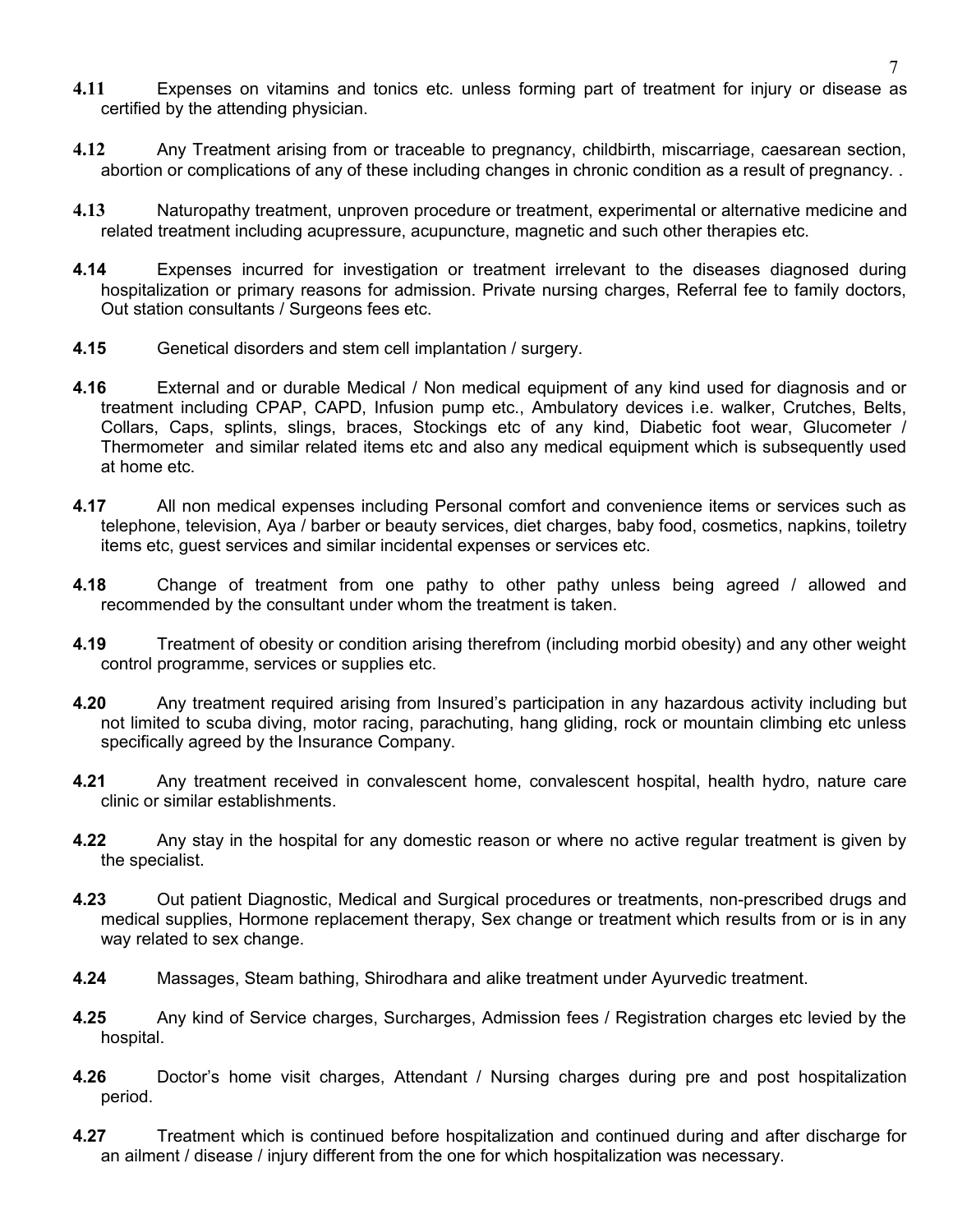**4.11** Expenses on vitamins and tonics etc. unless forming part of treatment for injury or disease as certified by the attending physician.

**4.12** Any Treatment arising from or traceable to pregnancy, childbirth, miscarriage, caesarean section, abortion or complications of any of these including changes in chronic condition as a result of pregnancy. .

**4.13** Naturopathy treatment, unproven procedure or treatment, experimental or alternative medicine and related treatment including acupressure, acupuncture, magnetic and such other therapies etc.

**4.14** Expenses incurred for investigation or treatment irrelevant to the diseases diagnosed during hospitalization or primary reasons for admission. Private nursing charges, Referral fee to family doctors, Out station consultants / Surgeons fees etc.

**4.15** Genetical disorders and stem cell implantation / surgery.

**4.16** External and or durable Medical / Non medical equipment of any kind used for diagnosis and or treatment including CPAP, CAPD, Infusion pump etc., Ambulatory devices i.e. walker, Crutches, Belts, Collars, Caps, splints, slings, braces, Stockings etc of any kind, Diabetic foot wear, Glucometer / Thermometer and similar related items etc and also any medical equipment which is subsequently used at home etc.

**4.17** All non medical expenses including Personal comfort and convenience items or services such as telephone, television, Aya / barber or beauty services, diet charges, baby food, cosmetics, napkins, toiletry items etc, guest services and similar incidental expenses or services etc.

**4.18** Change of treatment from one pathy to other pathy unless being agreed / allowed and recommended by the consultant under whom the treatment is taken.

**4.19** Treatment of obesity or condition arising therefrom (including morbid obesity) and any other weight control programme, services or supplies etc.

**4.20** Any treatment required arising from Insured's participation in any hazardous activity including but not limited to scuba diving, motor racing, parachuting, hang gliding, rock or mountain climbing etc unless specifically agreed by the Insurance Company.

**4.21** Any treatment received in convalescent home, convalescent hospital, health hydro, nature care clinic or similar establishments.

**4.22** Any stay in the hospital for any domestic reason or where no active regular treatment is given by the specialist.

**4.23** Out patient Diagnostic, Medical and Surgical procedures or treatments, non-prescribed drugs and medical supplies, Hormone replacement therapy, Sex change or treatment which results from or is in any way related to sex change.

**4.24** Massages, Steam bathing, Shirodhara and alike treatment under Ayurvedic treatment.

**4.25** Any kind of Service charges, Surcharges, Admission fees / Registration charges etc levied by the hospital.

**4.26** Doctor's home visit charges, Attendant / Nursing charges during pre and post hospitalization period.

**4.27** Treatment which is continued before hospitalization and continued during and after discharge for an ailment / disease / injury different from the one for which hospitalization was necessary.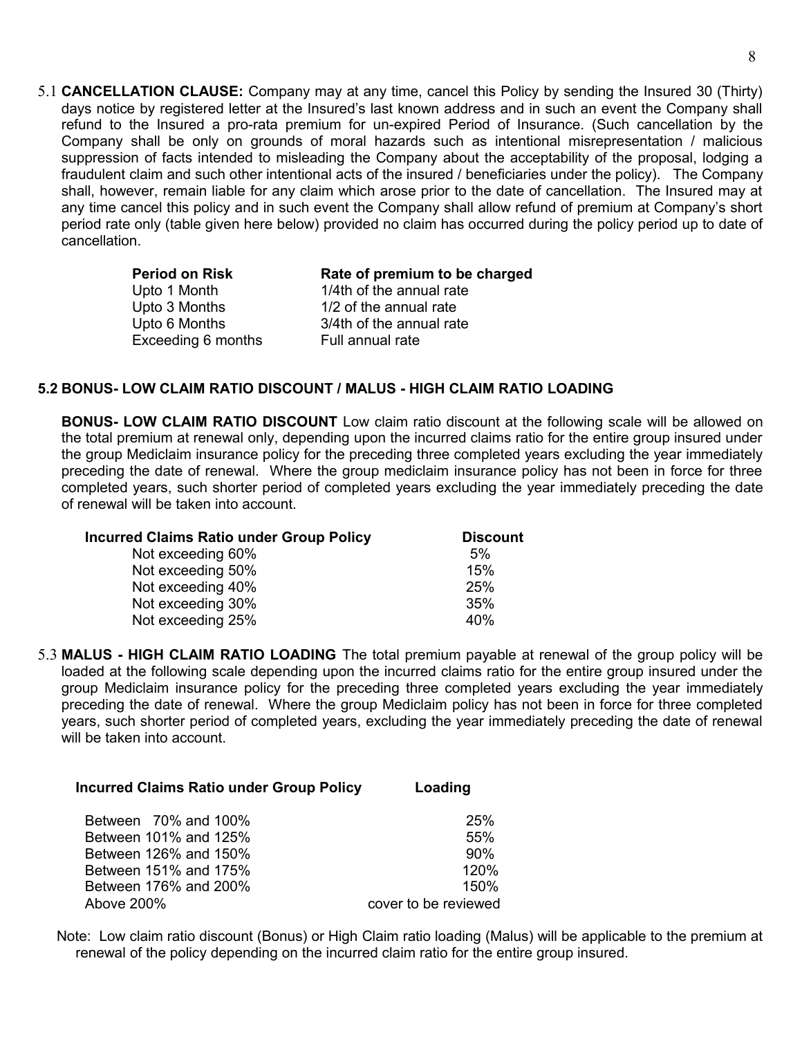5.1 **CANCELLATION CLAUSE:** Company may at any time, cancel this Policy by sending the Insured 30 (Thirty) days notice by registered letter at the Insured's last known address and in such an event the Company shall refund to the Insured a pro-rata premium for un-expired Period of Insurance. (Such cancellation by the Company shall be only on grounds of moral hazards such as intentional misrepresentation / malicious suppression of facts intended to misleading the Company about the acceptability of the proposal, lodging a fraudulent claim and such other intentional acts of the insured / beneficiaries under the policy). The Company shall, however, remain liable for any claim which arose prior to the date of cancellation. The Insured may at any time cancel this policy and in such event the Company shall allow refund of premium at Company's short period rate only (table given here below) provided no claim has occurred during the policy period up to date of cancellation.

| Period on Risk | Rate of premium to be charged |
|---|---|
| Upto 1 Month | 1/4th of the annual rate |
| Upto 3 Months | 1/2 of the annual rate |
| Upto 6 Months | 3/4th of the annual rate |
| Exceeding 6 months | Full annual rate |

### 5.2 BONUS- LOW CLAIM RATIO DISCOUNT / MALUS - HIGH CLAIM RATIO LOADING

**BONUS- LOW CLAIM RATIO DISCOUNT** Low claim ratio discount at the following scale will be allowed on the total premium at renewal only, depending upon the incurred claims ratio for the entire group insured under the group Mediclaim insurance policy for the preceding three completed years excluding the year immediately preceding the date of renewal. Where the group mediclaim insurance policy has not been in force for three completed years, such shorter period of completed years excluding the year immediately preceding the date of renewal will be taken into account.

| Incurred Claims Ratio under Group Policy | Discount |
|---|---|
| Not exceeding 60% | 5% |
| Not exceeding 50% | 15% |
| Not exceeding 40% | 25% |
| Not exceeding 30% | 35% |
| Not exceeding 25% | 40% |

5.3 **MALUS - HIGH CLAIM RATIO LOADING** The total premium payable at renewal of the group policy will be loaded at the following scale depending upon the incurred claims ratio for the entire group insured under the group Mediclaim insurance policy for the preceding three completed years excluding the year immediately preceding the date of renewal. Where the group Mediclaim policy has not been in force for three completed years, such shorter period of completed years, excluding the year immediately preceding the date of renewal will be taken into account.

| Incurred Claims Ratio under Group Policy | Loading |
|---|---|
| Between 70% and 100% | 25% |
| Between 101% and 125% | 55% |
| Between 126% and 150% | 90% |
| Between 151% and 175% | 120% |
| Between 176% and 200% | 150% |
| Above 200% | cover to be reviewed |

Note: Low claim ratio discount (Bonus) or High Claim ratio loading (Malus) will be applicable to the premium at renewal of the policy depending on the incurred claim ratio for the entire group insured.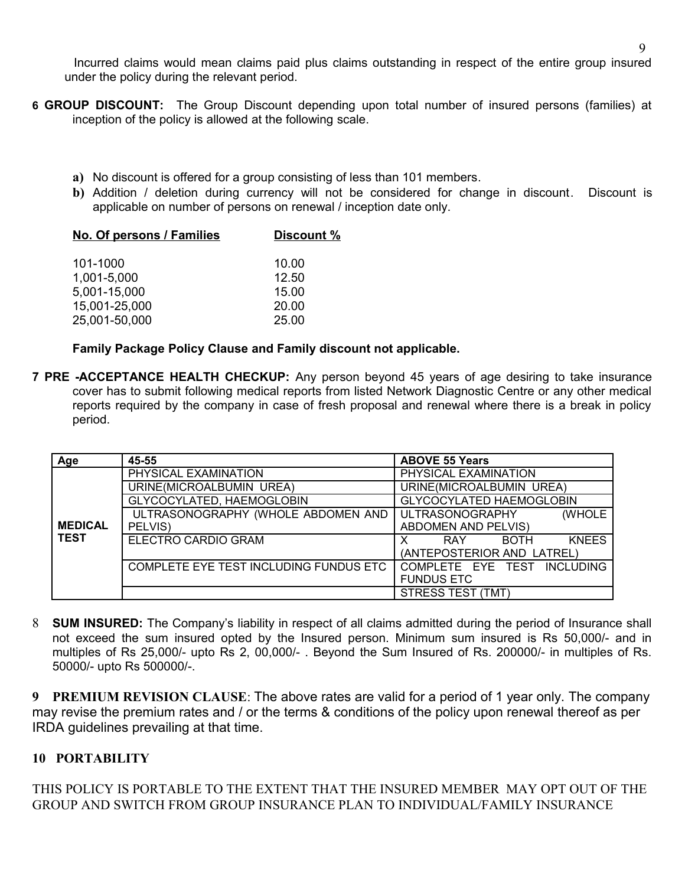Incurred claims would mean claims paid plus claims outstanding in respect of the entire group insured under the policy during the relevant period.

**6 GROUP DISCOUNT:** The Group Discount depending upon total number of insured persons (families) at inception of the policy is allowed at the following scale.

a) No discount is offered for a group consisting of less than 101 members.

b) Addition / deletion during currency will not be considered for change in discount. Discount is applicable on number of persons on renewal / inception date only.

| No. Of persons / Families | Discount % |
|---|---|
| 101-1000 | 10.00 |
| 1,001-5,000 | 12.50 |
| 5,001-15,000 | 15.00 |
| 15,001-25,000 | 20.00 |
| 25,001-50,000 | 25.00 |

**Family Package Policy Clause and Family discount not applicable.**

**7 PRE -ACCEPTANCE HEALTH CHECKUP:** Any person beyond 45 years of age desiring to take insurance cover has to submit following medical reports from listed Network Diagnostic Centre or any other medical reports required by the company in case of fresh proposal and renewal where there is a break in policy period.

| Age | 45-55 | ABOVE 55 Years |
|---|---|---|
| MEDICAL TEST | PHYSICAL EXAMINATION | PHYSICAL EXAMINATION |
| | URINE(MICROALBUMIN UREA) | URINE(MICROALBUMIN UREA) |
| | GLYCOCYLATED, HAEMOGLOBIN | GLYCOCYLATED HAEMOGLOBIN |
| | ULTRASONOGRAPHY (WHOLE ABDOMEN AND PELVIS) | ULTRASONOGRAPHY (WHOLE ABDOMEN AND PELVIS) |
| | ELECTRO CARDIO GRAM | X RAY BOTH KNEES (ANTEPOSTERIOR AND LATREL) |
| | COMPLETE EYE TEST INCLUDING FUNDUS ETC | COMPLETE EYE TEST INCLUDING FUNDUS ETC |
| | | STRESS TEST (TMT) |

8 **SUM INSURED:** The Company's liability in respect of all claims admitted during the period of Insurance shall not exceed the sum insured opted by the Insured person. Minimum sum insured is Rs 50,000/- and in multiples of Rs 25,000/- upto Rs 2, 00,000/- . Beyond the Sum Insured of Rs. 200000/- in multiples of Rs. 50000/- upto Rs 500000/-.

**9 PREMIUM REVISION CLAUSE**: The above rates are valid for a period of 1 year only. The company may revise the premium rates and / or the terms & conditions of the policy upon renewal thereof as per IRDA guidelines prevailing at that time.

**10 PORTABILITY**

THIS POLICY IS PORTABLE TO THE EXTENT THAT THE INSURED MEMBER MAY OPT OUT OF THE GROUP AND SWITCH FROM GROUP INSURANCE PLAN TO INDIVIDUAL/FAMILY INSURANCE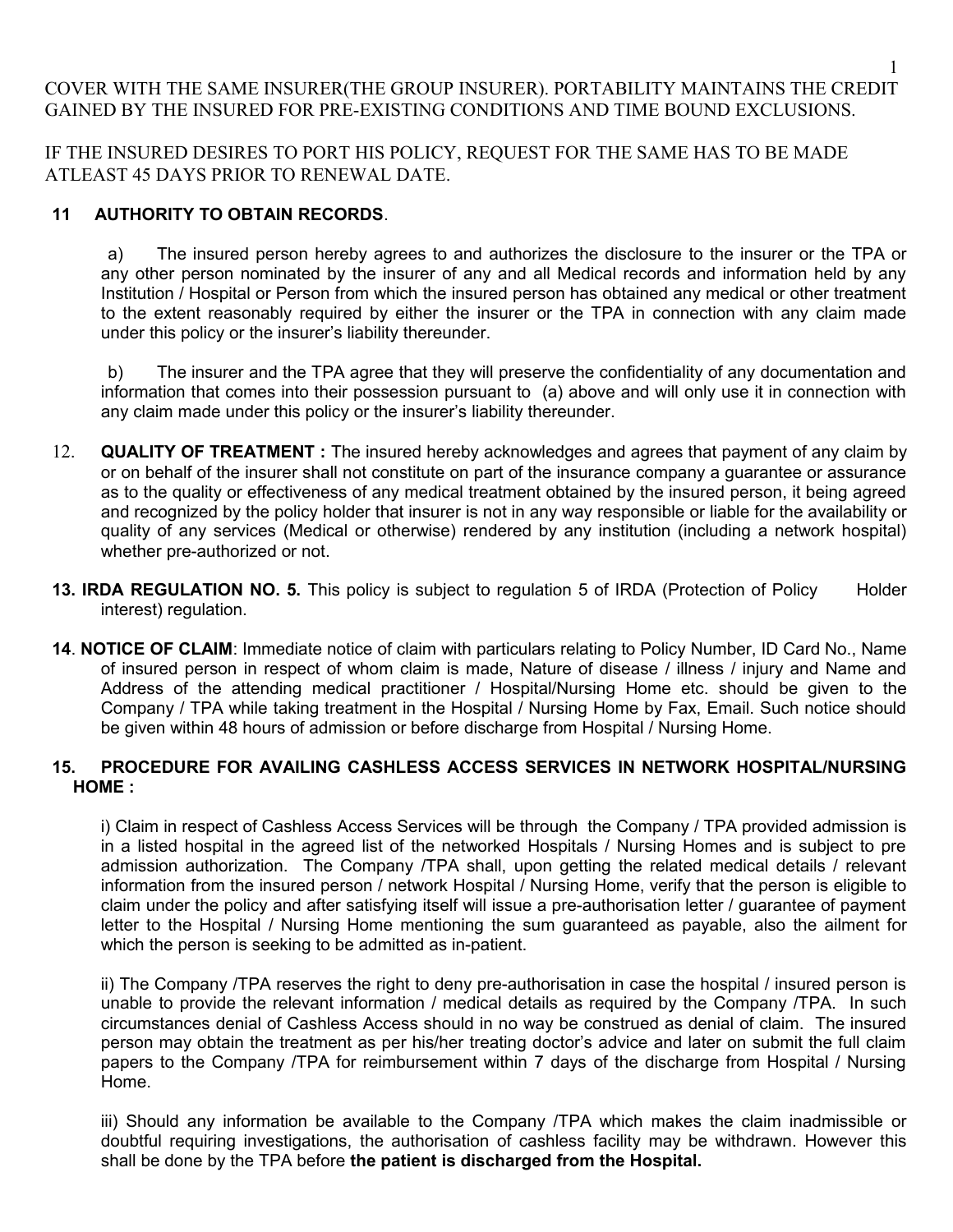COVER WITH THE SAME INSURER(THE GROUP INSURER). PORTABILITY MAINTAINS THE CREDIT GAINED BY THE INSURED FOR PRE-EXISTING CONDITIONS AND TIME BOUND EXCLUSIONS.

IF THE INSURED DESIRES TO PORT HIS POLICY, REQUEST FOR THE SAME HAS TO BE MADE ATLEAST 45 DAYS PRIOR TO RENEWAL DATE.

**11 AUTHORITY TO OBTAIN RECORDS**.

a) The insured person hereby agrees to and authorizes the disclosure to the insurer or the TPA or any other person nominated by the insurer of any and all Medical records and information held by any Institution / Hospital or Person from which the insured person has obtained any medical or other treatment to the extent reasonably required by either the insurer or the TPA in connection with any claim made under this policy or the insurer's liability thereunder.

b) The insurer and the TPA agree that they will preserve the confidentiality of any documentation and information that comes into their possession pursuant to (a) above and will only use it in connection with any claim made under this policy or the insurer's liability thereunder.

12. **QUALITY OF TREATMENT :** The insured hereby acknowledges and agrees that payment of any claim by or on behalf of the insurer shall not constitute on part of the insurance company a guarantee or assurance as to the quality or effectiveness of any medical treatment obtained by the insured person, it being agreed and recognized by the policy holder that insurer is not in any way responsible or liable for the availability or quality of any services (Medical or otherwise) rendered by any institution (including a network hospital) whether pre-authorized or not.

**13. IRDA REGULATION NO. 5.** This policy is subject to regulation 5 of IRDA (Protection of Policy Holder interest) regulation.

**14**. **NOTICE OF CLAIM**: Immediate notice of claim with particulars relating to Policy Number, ID Card No., Name of insured person in respect of whom claim is made, Nature of disease / illness / injury and Name and Address of the attending medical practitioner / Hospital/Nursing Home etc. should be given to the Company / TPA while taking treatment in the Hospital / Nursing Home by Fax, Email. Such notice should be given within 48 hours of admission or before discharge from Hospital / Nursing Home.

**15. PROCEDURE FOR AVAILING CASHLESS ACCESS SERVICES IN NETWORK HOSPITAL/NURSING HOME :**

i) Claim in respect of Cashless Access Services will be through the Company / TPA provided admission is in a listed hospital in the agreed list of the networked Hospitals / Nursing Homes and is subject to pre admission authorization. The Company /TPA shall, upon getting the related medical details / relevant information from the insured person / network Hospital / Nursing Home, verify that the person is eligible to claim under the policy and after satisfying itself will issue a pre-authorisation letter / guarantee of payment letter to the Hospital / Nursing Home mentioning the sum guaranteed as payable, also the ailment for which the person is seeking to be admitted as in-patient.

ii) The Company /TPA reserves the right to deny pre-authorisation in case the hospital / insured person is unable to provide the relevant information / medical details as required by the Company /TPA. In such circumstances denial of Cashless Access should in no way be construed as denial of claim. The insured person may obtain the treatment as per his/her treating doctor's advice and later on submit the full claim papers to the Company /TPA for reimbursement within 7 days of the discharge from Hospital / Nursing Home.

iii) Should any information be available to the Company /TPA which makes the claim inadmissible or doubtful requiring investigations, the authorisation of cashless facility may be withdrawn. However this shall be done by the TPA before **the patient is discharged from the Hospital.**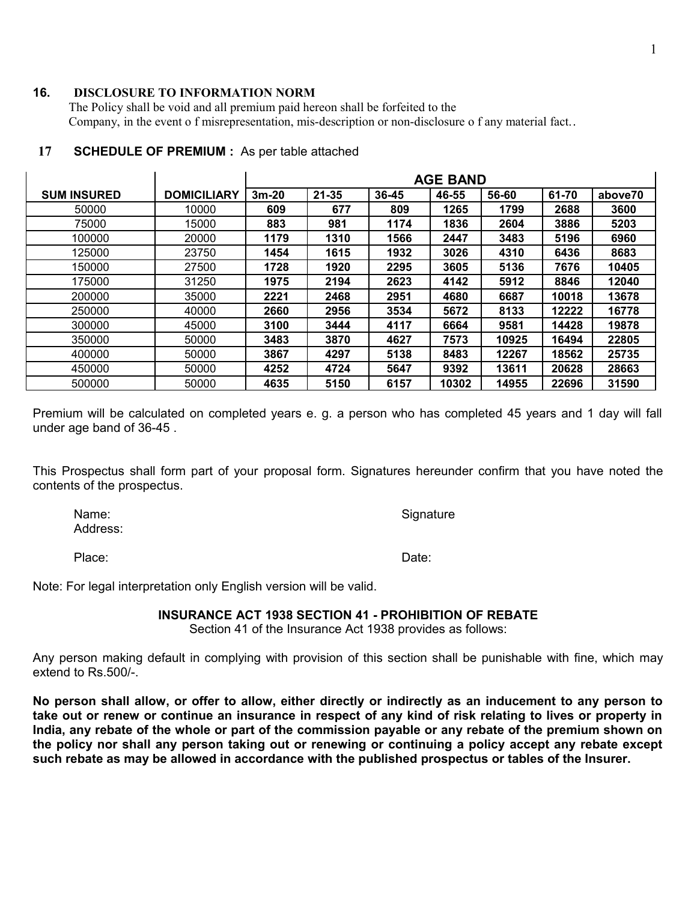**16. DISCLOSURE TO INFORMATION NORM**

The Policy shall be void and all premium paid hereon shall be forfeited to the Company, in the event o f misrepresentation, mis-description or non-disclosure o f any material fact..

**17 SCHEDULE OF PREMIUM :** As per table attached

| | | AGE BAND | | | | | | |
|---|---|---|---|---|---|---|---|---|
| **SUM INSURED** | **DOMICILIARY** | **3m-20** | **21-35** | **36-45** | **46-55** | **56-60** | **61-70** | **above70** |
| 50000 | 10000 | **609** | **677** | **809** | **1265** | **1799** | **2688** | **3600** |
| 75000 | 15000 | **883** | **981** | **1174** | **1836** | **2604** | **3886** | **5203** |
| 100000 | 20000 | **1179** | **1310** | **1566** | **2447** | **3483** | **5196** | **6960** |
| 125000 | 23750 | **1454** | **1615** | **1932** | **3026** | **4310** | **6436** | **8683** |
| 150000 | 27500 | **1728** | **1920** | **2295** | **3605** | **5136** | **7676** | **10405** |
| 175000 | 31250 | **1975** | **2194** | **2623** | **4142** | **5912** | **8846** | **12040** |
| 200000 | 35000 | **2221** | **2468** | **2951** | **4680** | **6687** | **10018** | **13678** |
| 250000 | 40000 | **2660** | **2956** | **3534** | **5672** | **8133** | **12222** | **16778** |
| 300000 | 45000 | **3100** | **3444** | **4117** | **6664** | **9581** | **14428** | **19878** |
| 350000 | 50000 | **3483** | **3870** | **4627** | **7573** | **10925** | **16494** | **22805** |
| 400000 | 50000 | **3867** | **4297** | **5138** | **8483** | **12267** | **18562** | **25735** |
| 450000 | 50000 | **4252** | **4724** | **5647** | **9392** | **13611** | **20628** | **28663** |
| 500000 | 50000 | **4635** | **5150** | **6157** | **10302** | **14955** | **22696** | **31590** |

Premium will be calculated on completed years e. g. a person who has completed 45 years and 1 day will fall under age band of 36-45 .

This Prospectus shall form part of your proposal form. Signatures hereunder confirm that you have noted the contents of the prospectus.

Name: Signature

Address:

Place: Date:

Note: For legal interpretation only English version will be valid.

**INSURANCE ACT 1938 SECTION 41 - PROHIBITION OF REBATE**

Section 41 of the Insurance Act 1938 provides as follows:

Any person making default in complying with provision of this section shall be punishable with fine, which may extend to Rs.500/-.

**No person shall allow, or offer to allow, either directly or indirectly as an inducement to any person to take out or renew or continue an insurance in respect of any kind of risk relating to lives or property in India, any rebate of the whole or part of the commission payable or any rebate of the premium shown on the policy nor shall any person taking out or renewing or continuing a policy accept any rebate except such rebate as may be allowed in accordance with the published prospectus or tables of the Insurer.**